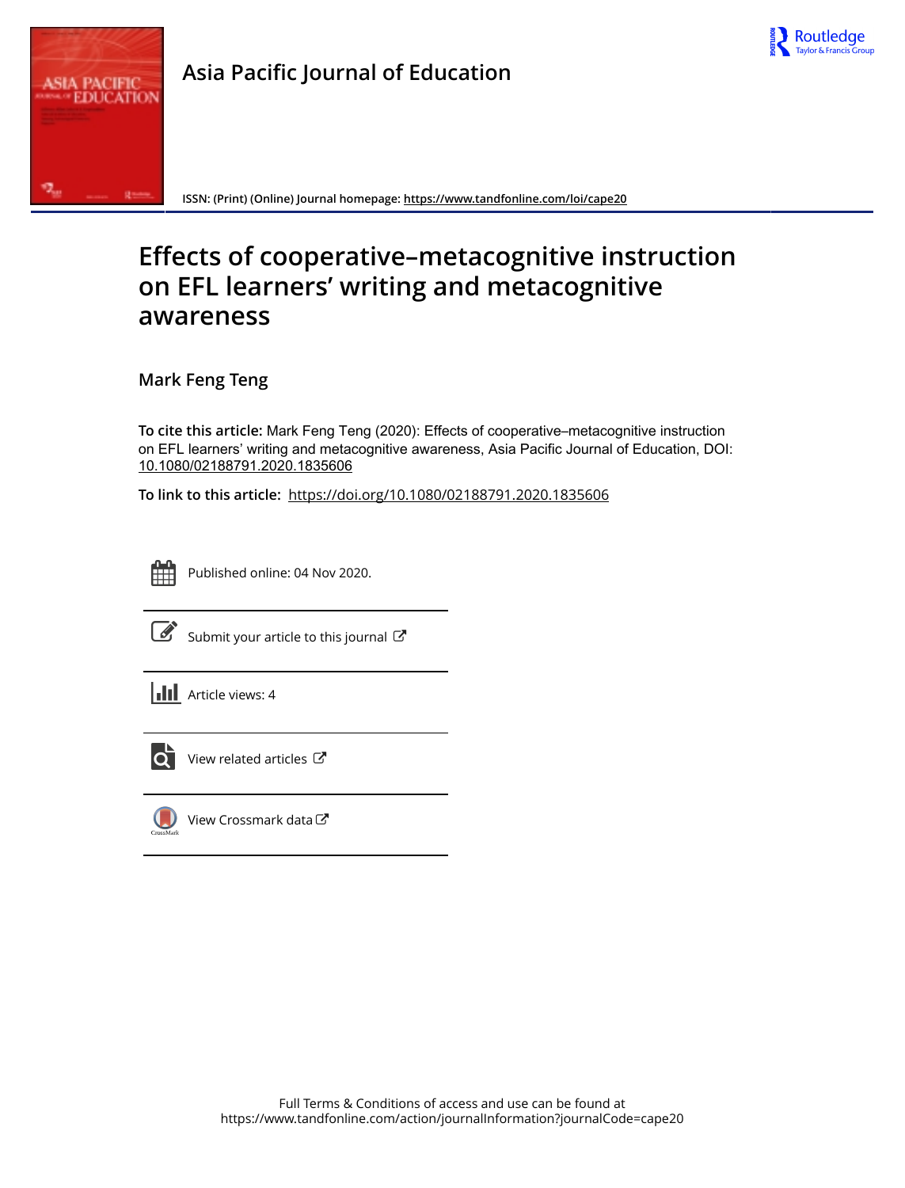Asia Pacific Journal of Education

ISSN: (Print) (Online) Journal homepage: https://www.tandfonline.com/loi/cape20

# Effects of cooperative–metacognitive instruction on EFL learners' writing and metacognitive awareness

## Mark Feng Teng

**To cite this article:** Mark Feng Teng (2020): Effects of cooperative–metacognitive instruction on EFL learners' writing and metacognitive awareness, Asia Pacific Journal of Education, DOI: 10.1080/02188791.2020.1835606

**To link to this article:** https://doi.org/10.1080/02188791.2020.1835606

Published online: 04 Nov 2020.

Submit your article to this journal

Article views: 4

View related articles

View Crossmark data

Full Terms & Conditions of access and use can be found at
https://www.tandfonline.com/action/journalInformation?journalCode=cape20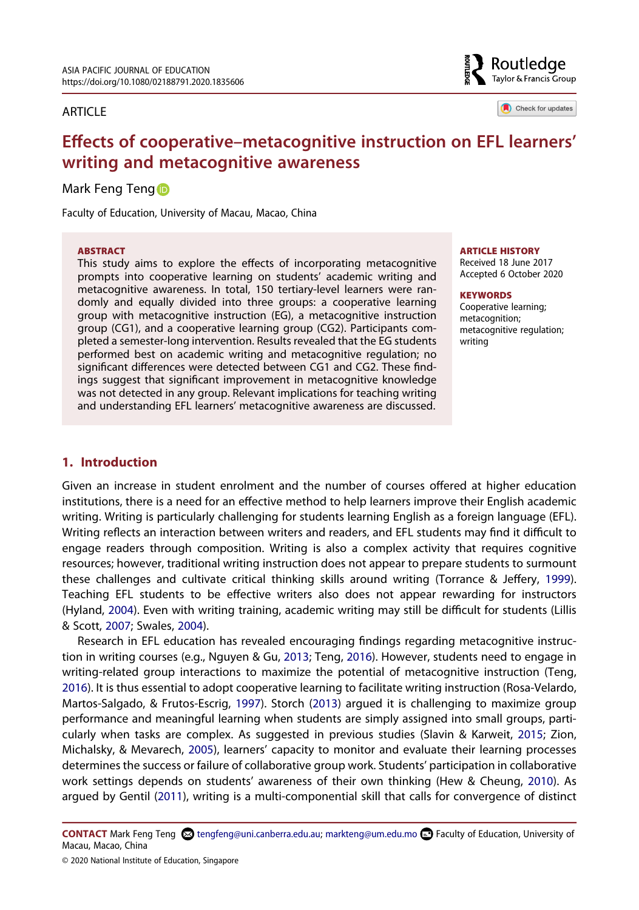ASIA PACIFIC JOURNAL OF EDUCATION
https://doi.org/10.1080/02188791.2020.1835606

ARTICLE

# Effects of cooperative–metacognitive instruction on EFL learners' writing and metacognitive awareness

Mark Feng Teng

Faculty of Education, University of Macau, Macao, China

**ABSTRACT**

This study aims to explore the effects of incorporating metacognitive prompts into cooperative learning on students' academic writing and metacognitive awareness. In total, 150 tertiary-level learners were randomly and equally divided into three groups: a cooperative learning group with metacognitive instruction (EG), a metacognitive instruction group (CG1), and a cooperative learning group (CG2). Participants completed a semester-long intervention. Results revealed that the EG students performed best on academic writing and metacognitive regulation; no significant differences were detected between CG1 and CG2. These findings suggest that significant improvement in metacognitive knowledge was not detected in any group. Relevant implications for teaching writing and understanding EFL learners' metacognitive awareness are discussed.

**ARTICLE HISTORY**
Received 18 June 2017
Accepted 6 October 2020

**KEYWORDS**
Cooperative learning; metacognition; metacognitive regulation; writing

## 1. Introduction

Given an increase in student enrolment and the number of courses offered at higher education institutions, there is a need for an effective method to help learners improve their English academic writing. Writing is particularly challenging for students learning English as a foreign language (EFL). Writing reflects an interaction between writers and readers, and EFL students may find it difficult to engage readers through composition. Writing is also a complex activity that requires cognitive resources; however, traditional writing instruction does not appear to prepare students to surmount these challenges and cultivate critical thinking skills around writing (Torrance & Jeffery, 1999). Teaching EFL students to be effective writers also does not appear rewarding for instructors (Hyland, 2004). Even with writing training, academic writing may still be difficult for students (Lillis & Scott, 2007; Swales, 2004).

Research in EFL education has revealed encouraging findings regarding metacognitive instruction in writing courses (e.g., Nguyen & Gu, 2013; Teng, 2016). However, students need to engage in writing-related group interactions to maximize the potential of metacognitive instruction (Teng, 2016). It is thus essential to adopt cooperative learning to facilitate writing instruction (Rosa-Velardo, Martos-Salgado, & Frutos-Escrig, 1997). Storch (2013) argued it is challenging to maximize group performance and meaningful learning when students are simply assigned into small groups, particularly when tasks are complex. As suggested in previous studies (Slavin & Karweit, 2015; Zion, Michalsky, & Mevarech, 2005), learners' capacity to monitor and evaluate their learning processes determines the success or failure of collaborative group work. Students' participation in collaborative work settings depends on students' awareness of their own thinking (Hew & Cheung, 2010). As argued by Gentil (2011), writing is a multi-componential skill that calls for convergence of distinct

**CONTACT** Mark Feng Teng tengfeng@uni.canberra.edu.au; markteng@um.edu.mo Faculty of Education, University of Macau, Macao, China

© 2020 National Institute of Education, Singapore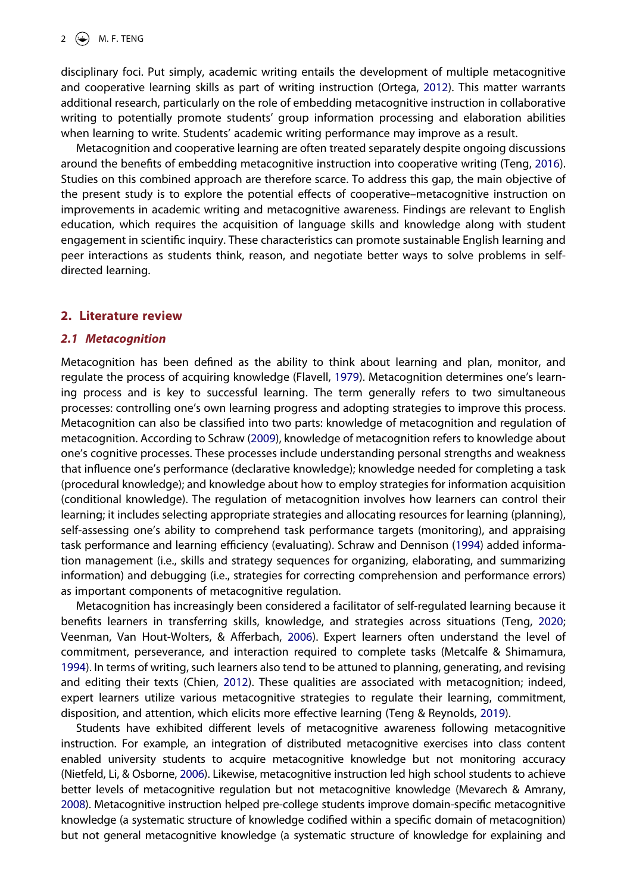disciplinary foci. Put simply, academic writing entails the development of multiple metacognitive and cooperative learning skills as part of writing instruction (Ortega, 2012). This matter warrants additional research, particularly on the role of embedding metacognitive instruction in collaborative writing to potentially promote students' group information processing and elaboration abilities when learning to write. Students' academic writing performance may improve as a result.

Metacognition and cooperative learning are often treated separately despite ongoing discussions around the benefits of embedding metacognitive instruction into cooperative writing (Teng, 2016). Studies on this combined approach are therefore scarce. To address this gap, the main objective of the present study is to explore the potential effects of cooperative–metacognitive instruction on improvements in academic writing and metacognitive awareness. Findings are relevant to English education, which requires the acquisition of language skills and knowledge along with student engagement in scientific inquiry. These characteristics can promote sustainable English learning and peer interactions as students think, reason, and negotiate better ways to solve problems in self-directed learning.

## 2. Literature review

### *2.1 Metacognition*

Metacognition has been defined as the ability to think about learning and plan, monitor, and regulate the process of acquiring knowledge (Flavell, 1979). Metacognition determines one's learning process and is key to successful learning. The term generally refers to two simultaneous processes: controlling one's own learning progress and adopting strategies to improve this process. Metacognition can also be classified into two parts: knowledge of metacognition and regulation of metacognition. According to Schraw (2009), knowledge of metacognition refers to knowledge about one's cognitive processes. These processes include understanding personal strengths and weakness that influence one's performance (declarative knowledge); knowledge needed for completing a task (procedural knowledge); and knowledge about how to employ strategies for information acquisition (conditional knowledge). The regulation of metacognition involves how learners can control their learning; it includes selecting appropriate strategies and allocating resources for learning (planning), self-assessing one's ability to comprehend task performance targets (monitoring), and appraising task performance and learning efficiency (evaluating). Schraw and Dennison (1994) added information management (i.e., skills and strategy sequences for organizing, elaborating, and summarizing information) and debugging (i.e., strategies for correcting comprehension and performance errors) as important components of metacognitive regulation.

Metacognition has increasingly been considered a facilitator of self-regulated learning because it benefits learners in transferring skills, knowledge, and strategies across situations (Teng, 2020; Veenman, Van Hout-Wolters, & Afferbach, 2006). Expert learners often understand the level of commitment, perseverance, and interaction required to complete tasks (Metcalfe & Shimamura, 1994). In terms of writing, such learners also tend to be attuned to planning, generating, and revising and editing their texts (Chien, 2012). These qualities are associated with metacognition; indeed, expert learners utilize various metacognitive strategies to regulate their learning, commitment, disposition, and attention, which elicits more effective learning (Teng & Reynolds, 2019).

Students have exhibited different levels of metacognitive awareness following metacognitive instruction. For example, an integration of distributed metacognitive exercises into class content enabled university students to acquire metacognitive knowledge but not monitoring accuracy (Nietfeld, Li, & Osborne, 2006). Likewise, metacognitive instruction led high school students to achieve better levels of metacognitive regulation but not metacognitive knowledge (Mevarech & Amrany, 2008). Metacognitive instruction helped pre-college students improve domain-specific metacognitive knowledge (a systematic structure of knowledge codified within a specific domain of metacognition) but not general metacognitive knowledge (a systematic structure of knowledge for explaining and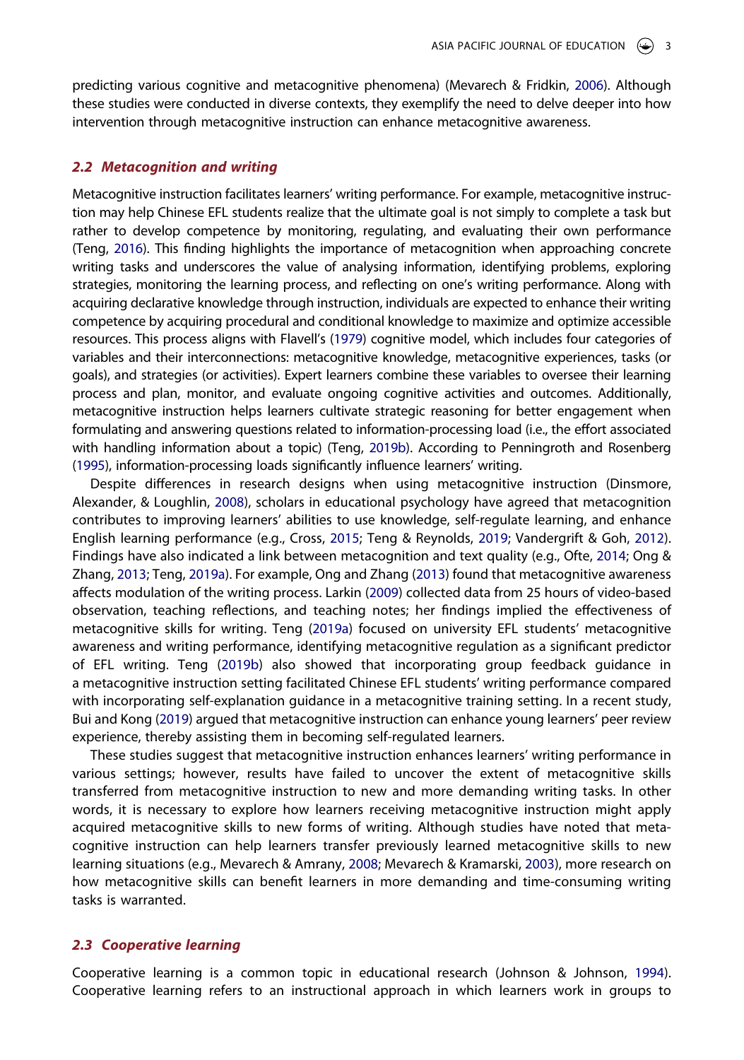predicting various cognitive and metacognitive phenomena) (Mevarech & Fridkin, 2006). Although these studies were conducted in diverse contexts, they exemplify the need to delve deeper into how intervention through metacognitive instruction can enhance metacognitive awareness.

## *2.2 Metacognition and writing*

Metacognitive instruction facilitates learners' writing performance. For example, metacognitive instruction may help Chinese EFL students realize that the ultimate goal is not simply to complete a task but rather to develop competence by monitoring, regulating, and evaluating their own performance (Teng, 2016). This finding highlights the importance of metacognition when approaching concrete writing tasks and underscores the value of analysing information, identifying problems, exploring strategies, monitoring the learning process, and reflecting on one's writing performance. Along with acquiring declarative knowledge through instruction, individuals are expected to enhance their writing competence by acquiring procedural and conditional knowledge to maximize and optimize accessible resources. This process aligns with Flavell's (1979) cognitive model, which includes four categories of variables and their interconnections: metacognitive knowledge, metacognitive experiences, tasks (or goals), and strategies (or activities). Expert learners combine these variables to oversee their learning process and plan, monitor, and evaluate ongoing cognitive activities and outcomes. Additionally, metacognitive instruction helps learners cultivate strategic reasoning for better engagement when formulating and answering questions related to information-processing load (i.e., the effort associated with handling information about a topic) (Teng, 2019b). According to Penningroth and Rosenberg (1995), information-processing loads significantly influence learners' writing.

Despite differences in research designs when using metacognitive instruction (Dinsmore, Alexander, & Loughlin, 2008), scholars in educational psychology have agreed that metacognition contributes to improving learners' abilities to use knowledge, self-regulate learning, and enhance English learning performance (e.g., Cross, 2015; Teng & Reynolds, 2019; Vandergrift & Goh, 2012). Findings have also indicated a link between metacognition and text quality (e.g., Ofte, 2014; Ong & Zhang, 2013; Teng, 2019a). For example, Ong and Zhang (2013) found that metacognitive awareness affects modulation of the writing process. Larkin (2009) collected data from 25 hours of video-based observation, teaching reflections, and teaching notes; her findings implied the effectiveness of metacognitive skills for writing. Teng (2019a) focused on university EFL students' metacognitive awareness and writing performance, identifying metacognitive regulation as a significant predictor of EFL writing. Teng (2019b) also showed that incorporating group feedback guidance in a metacognitive instruction setting facilitated Chinese EFL students' writing performance compared with incorporating self-explanation guidance in a metacognitive training setting. In a recent study, Bui and Kong (2019) argued that metacognitive instruction can enhance young learners' peer review experience, thereby assisting them in becoming self-regulated learners.

These studies suggest that metacognitive instruction enhances learners' writing performance in various settings; however, results have failed to uncover the extent of metacognitive skills transferred from metacognitive instruction to new and more demanding writing tasks. In other words, it is necessary to explore how learners receiving metacognitive instruction might apply acquired metacognitive skills to new forms of writing. Although studies have noted that metacognitive instruction can help learners transfer previously learned metacognitive skills to new learning situations (e.g., Mevarech & Amrany, 2008; Mevarech & Kramarski, 2003), more research on how metacognitive skills can benefit learners in more demanding and time-consuming writing tasks is warranted.

## *2.3 Cooperative learning*

Cooperative learning is a common topic in educational research (Johnson & Johnson, 1994). Cooperative learning refers to an instructional approach in which learners work in groups to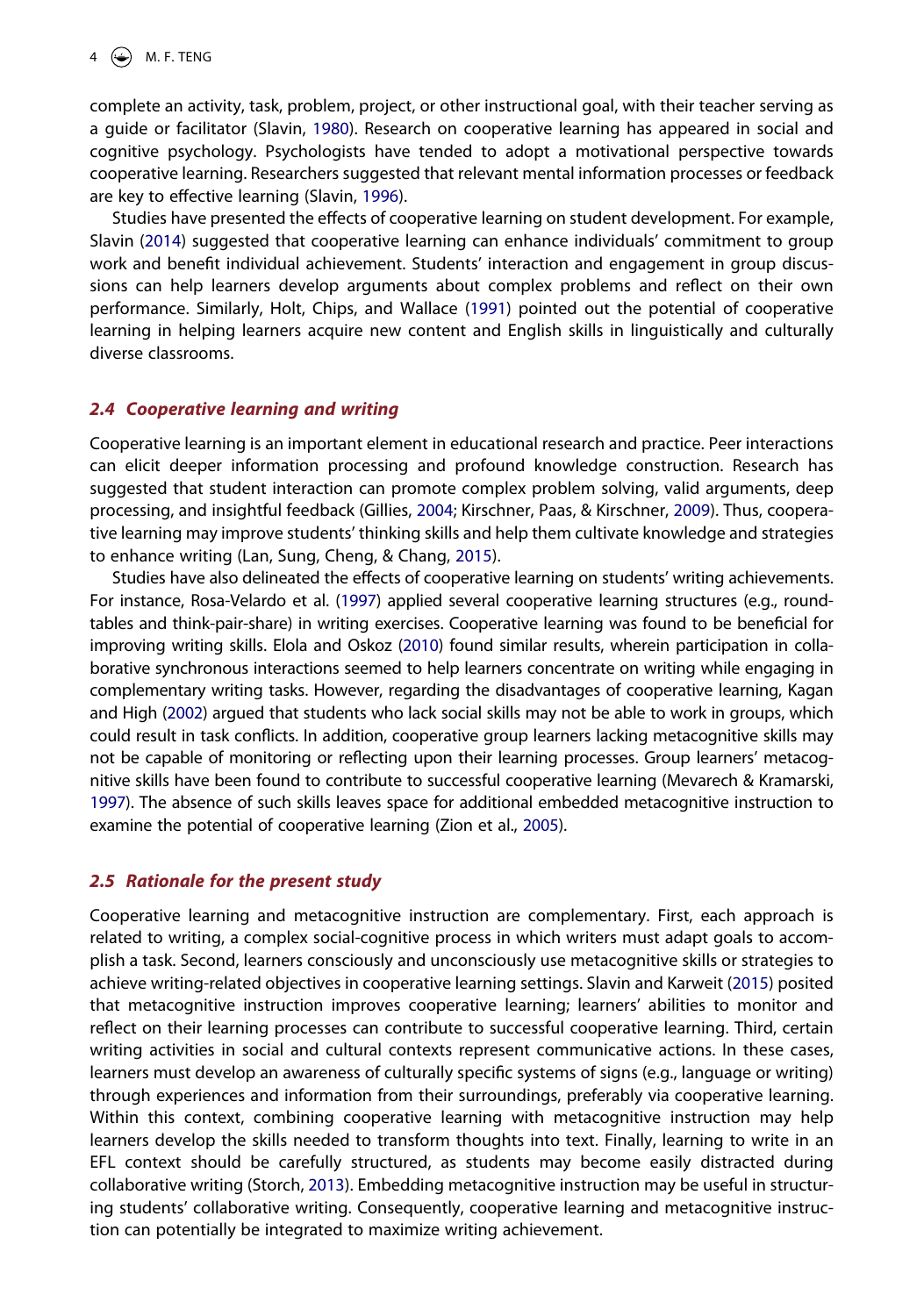complete an activity, task, problem, project, or other instructional goal, with their teacher serving as a guide or facilitator (Slavin, 1980). Research on cooperative learning has appeared in social and cognitive psychology. Psychologists have tended to adopt a motivational perspective towards cooperative learning. Researchers suggested that relevant mental information processes or feedback are key to effective learning (Slavin, 1996).

Studies have presented the effects of cooperative learning on student development. For example, Slavin (2014) suggested that cooperative learning can enhance individuals' commitment to group work and benefit individual achievement. Students' interaction and engagement in group discussions can help learners develop arguments about complex problems and reflect on their own performance. Similarly, Holt, Chips, and Wallace (1991) pointed out the potential of cooperative learning in helping learners acquire new content and English skills in linguistically and culturally diverse classrooms.

### *2.4 Cooperative learning and writing*

Cooperative learning is an important element in educational research and practice. Peer interactions can elicit deeper information processing and profound knowledge construction. Research has suggested that student interaction can promote complex problem solving, valid arguments, deep processing, and insightful feedback (Gillies, 2004; Kirschner, Paas, & Kirschner, 2009). Thus, cooperative learning may improve students' thinking skills and help them cultivate knowledge and strategies to enhance writing (Lan, Sung, Cheng, & Chang, 2015).

Studies have also delineated the effects of cooperative learning on students' writing achievements. For instance, Rosa-Velardo et al. (1997) applied several cooperative learning structures (e.g., roundtables and think-pair-share) in writing exercises. Cooperative learning was found to be beneficial for improving writing skills. Elola and Oskoz (2010) found similar results, wherein participation in collaborative synchronous interactions seemed to help learners concentrate on writing while engaging in complementary writing tasks. However, regarding the disadvantages of cooperative learning, Kagan and High (2002) argued that students who lack social skills may not be able to work in groups, which could result in task conflicts. In addition, cooperative group learners lacking metacognitive skills may not be capable of monitoring or reflecting upon their learning processes. Group learners' metacognitive skills have been found to contribute to successful cooperative learning (Mevarech & Kramarski, 1997). The absence of such skills leaves space for additional embedded metacognitive instruction to examine the potential of cooperative learning (Zion et al., 2005).

### *2.5 Rationale for the present study*

Cooperative learning and metacognitive instruction are complementary. First, each approach is related to writing, a complex social-cognitive process in which writers must adapt goals to accomplish a task. Second, learners consciously and unconsciously use metacognitive skills or strategies to achieve writing-related objectives in cooperative learning settings. Slavin and Karweit (2015) posited that metacognitive instruction improves cooperative learning; learners' abilities to monitor and reflect on their learning processes can contribute to successful cooperative learning. Third, certain writing activities in social and cultural contexts represent communicative actions. In these cases, learners must develop an awareness of culturally specific systems of signs (e.g., language or writing) through experiences and information from their surroundings, preferably via cooperative learning. Within this context, combining cooperative learning with metacognitive instruction may help learners develop the skills needed to transform thoughts into text. Finally, learning to write in an EFL context should be carefully structured, as students may become easily distracted during collaborative writing (Storch, 2013). Embedding metacognitive instruction may be useful in structuring students' collaborative writing. Consequently, cooperative learning and metacognitive instruction can potentially be integrated to maximize writing achievement.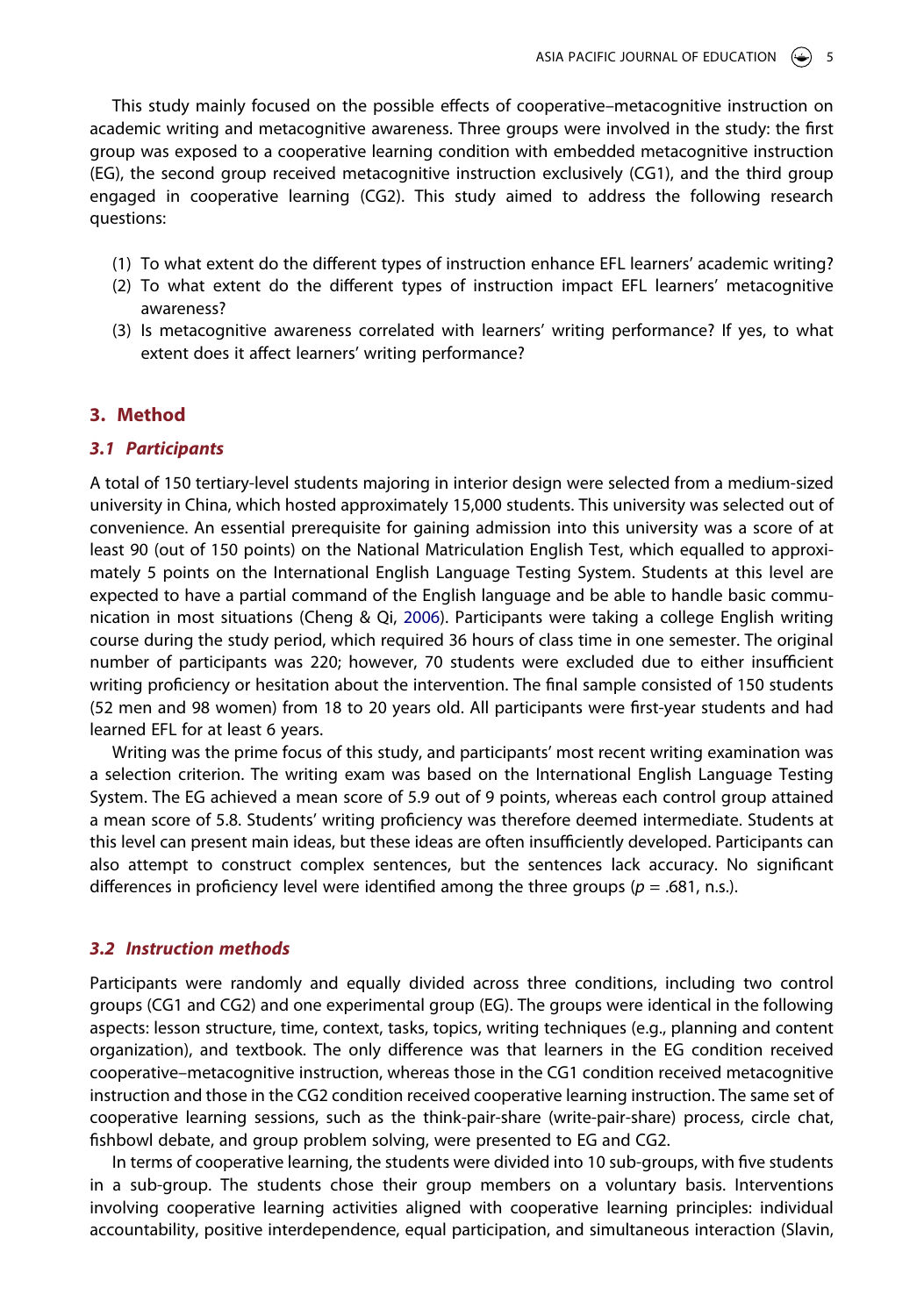This study mainly focused on the possible effects of cooperative–metacognitive instruction on academic writing and metacognitive awareness. Three groups were involved in the study: the first group was exposed to a cooperative learning condition with embedded metacognitive instruction (EG), the second group received metacognitive instruction exclusively (CG1), and the third group engaged in cooperative learning (CG2). This study aimed to address the following research questions:

(1) To what extent do the different types of instruction enhance EFL learners' academic writing?
(2) To what extent do the different types of instruction impact EFL learners' metacognitive awareness?
(3) Is metacognitive awareness correlated with learners' writing performance? If yes, to what extent does it affect learners' writing performance?

## 3. Method

### 3.1 Participants

A total of 150 tertiary-level students majoring in interior design were selected from a medium-sized university in China, which hosted approximately 15,000 students. This university was selected out of convenience. An essential prerequisite for gaining admission into this university was a score of at least 90 (out of 150 points) on the National Matriculation English Test, which equalled to approximately 5 points on the International English Language Testing System. Students at this level are expected to have a partial command of the English language and be able to handle basic communication in most situations (Cheng & Qi, 2006). Participants were taking a college English writing course during the study period, which required 36 hours of class time in one semester. The original number of participants was 220; however, 70 students were excluded due to either insufficient writing proficiency or hesitation about the intervention. The final sample consisted of 150 students (52 men and 98 women) from 18 to 20 years old. All participants were first-year students and had learned EFL for at least 6 years.

Writing was the prime focus of this study, and participants' most recent writing examination was a selection criterion. The writing exam was based on the International English Language Testing System. The EG achieved a mean score of 5.9 out of 9 points, whereas each control group attained a mean score of 5.8. Students' writing proficiency was therefore deemed intermediate. Students at this level can present main ideas, but these ideas are often insufficiently developed. Participants can also attempt to construct complex sentences, but the sentences lack accuracy. No significant differences in proficiency level were identified among the three groups ($p$ = .681, n.s.).

### 3.2 Instruction methods

Participants were randomly and equally divided across three conditions, including two control groups (CG1 and CG2) and one experimental group (EG). The groups were identical in the following aspects: lesson structure, time, context, tasks, topics, writing techniques (e.g., planning and content organization), and textbook. The only difference was that learners in the EG condition received cooperative–metacognitive instruction, whereas those in the CG1 condition received metacognitive instruction and those in the CG2 condition received cooperative learning instruction. The same set of cooperative learning sessions, such as the think-pair-share (write-pair-share) process, circle chat, fishbowl debate, and group problem solving, were presented to EG and CG2.

In terms of cooperative learning, the students were divided into 10 sub-groups, with five students in a sub-group. The students chose their group members on a voluntary basis. Interventions involving cooperative learning activities aligned with cooperative learning principles: individual accountability, positive interdependence, equal participation, and simultaneous interaction (Slavin,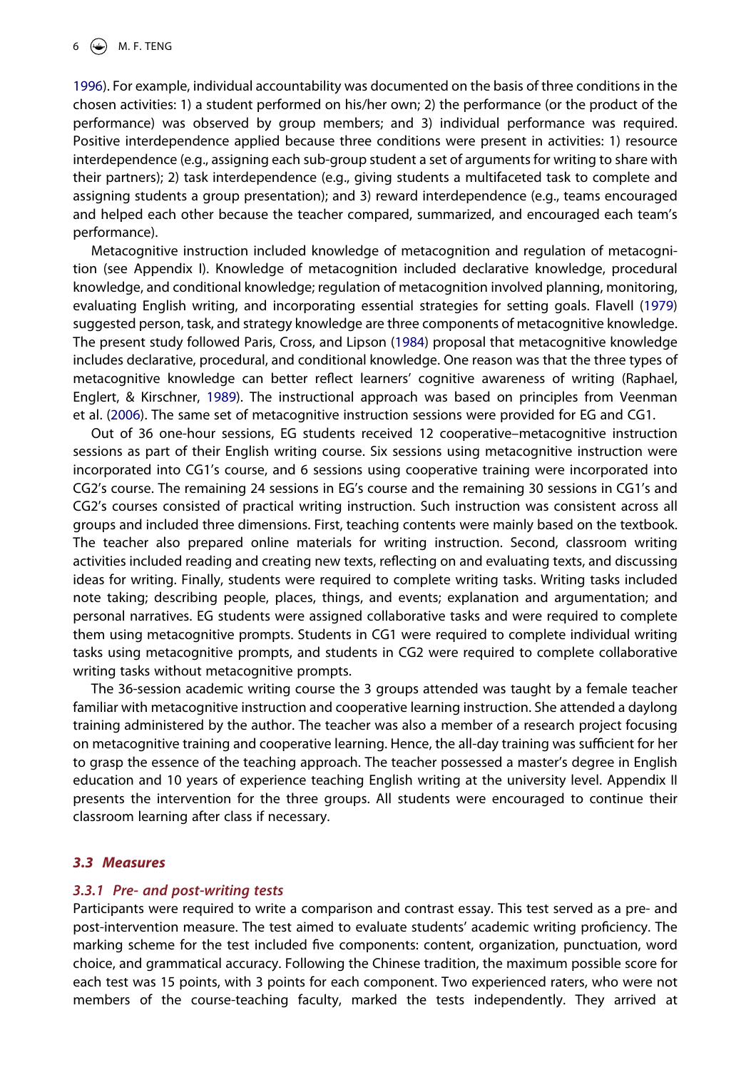1996). For example, individual accountability was documented on the basis of three conditions in the chosen activities: 1) a student performed on his/her own; 2) the performance (or the product of the performance) was observed by group members; and 3) individual performance was required. Positive interdependence applied because three conditions were present in activities: 1) resource interdependence (e.g., assigning each sub-group student a set of arguments for writing to share with their partners); 2) task interdependence (e.g., giving students a multifaceted task to complete and assigning students a group presentation); and 3) reward interdependence (e.g., teams encouraged and helped each other because the teacher compared, summarized, and encouraged each team's performance).

Metacognitive instruction included knowledge of metacognition and regulation of metacognition (see Appendix I). Knowledge of metacognition included declarative knowledge, procedural knowledge, and conditional knowledge; regulation of metacognition involved planning, monitoring, evaluating English writing, and incorporating essential strategies for setting goals. Flavell (1979) suggested person, task, and strategy knowledge are three components of metacognitive knowledge. The present study followed Paris, Cross, and Lipson (1984) proposal that metacognitive knowledge includes declarative, procedural, and conditional knowledge. One reason was that the three types of metacognitive knowledge can better reflect learners' cognitive awareness of writing (Raphael, Englert, & Kirschner, 1989). The instructional approach was based on principles from Veenman et al. (2006). The same set of metacognitive instruction sessions were provided for EG and CG1.

Out of 36 one-hour sessions, EG students received 12 cooperative–metacognitive instruction sessions as part of their English writing course. Six sessions using metacognitive instruction were incorporated into CG1's course, and 6 sessions using cooperative training were incorporated into CG2's course. The remaining 24 sessions in EG's course and the remaining 30 sessions in CG1's and CG2's courses consisted of practical writing instruction. Such instruction was consistent across all groups and included three dimensions. First, teaching contents were mainly based on the textbook. The teacher also prepared online materials for writing instruction. Second, classroom writing activities included reading and creating new texts, reflecting on and evaluating texts, and discussing ideas for writing. Finally, students were required to complete writing tasks. Writing tasks included note taking; describing people, places, things, and events; explanation and argumentation; and personal narratives. EG students were assigned collaborative tasks and were required to complete them using metacognitive prompts. Students in CG1 were required to complete individual writing tasks using metacognitive prompts, and students in CG2 were required to complete collaborative writing tasks without metacognitive prompts.

The 36-session academic writing course the 3 groups attended was taught by a female teacher familiar with metacognitive instruction and cooperative learning instruction. She attended a daylong training administered by the author. The teacher was also a member of a research project focusing on metacognitive training and cooperative learning. Hence, the all-day training was sufficient for her to grasp the essence of the teaching approach. The teacher possessed a master's degree in English education and 10 years of experience teaching English writing at the university level. Appendix II presents the intervention for the three groups. All students were encouraged to continue their classroom learning after class if necessary.

### *3.3 Measures*

#### *3.3.1 Pre- and post-writing tests*

Participants were required to write a comparison and contrast essay. This test served as a pre- and post-intervention measure. The test aimed to evaluate students' academic writing proficiency. The marking scheme for the test included five components: content, organization, punctuation, word choice, and grammatical accuracy. Following the Chinese tradition, the maximum possible score for each test was 15 points, with 3 points for each component. Two experienced raters, who were not members of the course-teaching faculty, marked the tests independently. They arrived at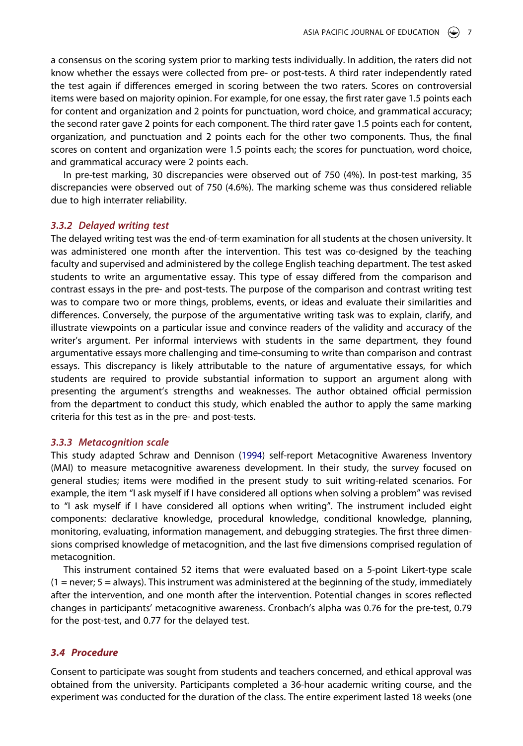a consensus on the scoring system prior to marking tests individually. In addition, the raters did not know whether the essays were collected from pre- or post-tests. A third rater independently rated the test again if differences emerged in scoring between the two raters. Scores on controversial items were based on majority opinion. For example, for one essay, the first rater gave 1.5 points each for content and organization and 2 points for punctuation, word choice, and grammatical accuracy; the second rater gave 2 points for each component. The third rater gave 1.5 points each for content, organization, and punctuation and 2 points each for the other two components. Thus, the final scores on content and organization were 1.5 points each; the scores for punctuation, word choice, and grammatical accuracy were 2 points each.

In pre-test marking, 30 discrepancies were observed out of 750 (4%). In post-test marking, 35 discrepancies were observed out of 750 (4.6%). The marking scheme was thus considered reliable due to high interrater reliability.

#### *3.3.2 Delayed writing test*

The delayed writing test was the end-of-term examination for all students at the chosen university. It was administered one month after the intervention. This test was co-designed by the teaching faculty and supervised and administered by the college English teaching department. The test asked students to write an argumentative essay. This type of essay differed from the comparison and contrast essays in the pre- and post-tests. The purpose of the comparison and contrast writing test was to compare two or more things, problems, events, or ideas and evaluate their similarities and differences. Conversely, the purpose of the argumentative writing task was to explain, clarify, and illustrate viewpoints on a particular issue and convince readers of the validity and accuracy of the writer's argument. Per informal interviews with students in the same department, they found argumentative essays more challenging and time-consuming to write than comparison and contrast essays. This discrepancy is likely attributable to the nature of argumentative essays, for which students are required to provide substantial information to support an argument along with presenting the argument's strengths and weaknesses. The author obtained official permission from the department to conduct this study, which enabled the author to apply the same marking criteria for this test as in the pre- and post-tests.

#### *3.3.3 Metacognition scale*

This study adapted Schraw and Dennison (1994) self-report Metacognitive Awareness Inventory (MAI) to measure metacognitive awareness development. In their study, the survey focused on general studies; items were modified in the present study to suit writing-related scenarios. For example, the item "I ask myself if I have considered all options when solving a problem" was revised to "I ask myself if I have considered all options when writing". The instrument included eight components: declarative knowledge, procedural knowledge, conditional knowledge, planning, monitoring, evaluating, information management, and debugging strategies. The first three dimensions comprised knowledge of metacognition, and the last five dimensions comprised regulation of metacognition.

This instrument contained 52 items that were evaluated based on a 5-point Likert-type scale (1 = never; 5 = always). This instrument was administered at the beginning of the study, immediately after the intervention, and one month after the intervention. Potential changes in scores reflected changes in participants' metacognitive awareness. Cronbach's alpha was 0.76 for the pre-test, 0.79 for the post-test, and 0.77 for the delayed test.

### *3.4 Procedure*

Consent to participate was sought from students and teachers concerned, and ethical approval was obtained from the university. Participants completed a 36-hour academic writing course, and the experiment was conducted for the duration of the class. The entire experiment lasted 18 weeks (one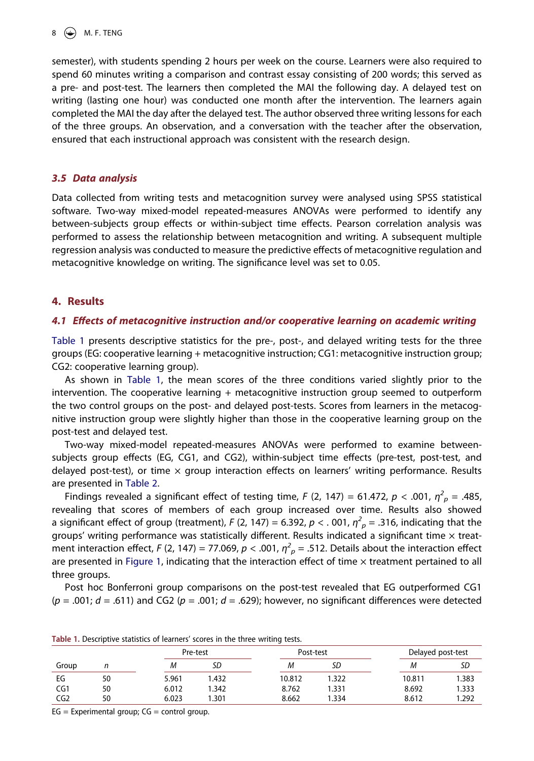semester), with students spending 2 hours per week on the course. Learners were also required to spend 60 minutes writing a comparison and contrast essay consisting of 200 words; this served as a pre- and post-test. The learners then completed the MAI the following day. A delayed test on writing (lasting one hour) was conducted one month after the intervention. The learners again completed the MAI the day after the delayed test. The author observed three writing lessons for each of the three groups. An observation, and a conversation with the teacher after the observation, ensured that each instructional approach was consistent with the research design.

### 3.5 Data analysis

Data collected from writing tests and metacognition survey were analysed using SPSS statistical software. Two-way mixed-model repeated-measures ANOVAs were performed to identify any between-subjects group effects or within-subject time effects. Pearson correlation analysis was performed to assess the relationship between metacognition and writing. A subsequent multiple regression analysis was conducted to measure the predictive effects of metacognitive regulation and metacognitive knowledge on writing. The significance level was set to 0.05.

## 4. Results

### 4.1 Effects of metacognitive instruction and/or cooperative learning on academic writing

Table 1 presents descriptive statistics for the pre-, post-, and delayed writing tests for the three groups (EG: cooperative learning + metacognitive instruction; CG1: metacognitive instruction group; CG2: cooperative learning group).

As shown in Table 1, the mean scores of the three conditions varied slightly prior to the intervention. The cooperative learning + metacognitive instruction group seemed to outperform the two control groups on the post- and delayed post-tests. Scores from learners in the metacognitive instruction group were slightly higher than those in the cooperative learning group on the post-test and delayed test.

Two-way mixed-model repeated-measures ANOVAs were performed to examine between-subjects group effects (EG, CG1, and CG2), within-subject time effects (pre-test, post-test, and delayed post-test), or time × group interaction effects on learners' writing performance. Results are presented in Table 2.

Findings revealed a significant effect of testing time, $F$ (2, 147) = 61.472, $p < .001$, $\eta^2_p = .485$, revealing that scores of members of each group increased over time. Results also showed a significant effect of group (treatment), $F$ (2, 147) = 6.392, $p < .001$, $\eta^2_p = .316$, indicating that the groups' writing performance was statistically different. Results indicated a significant time × treatment interaction effect, $F$ (2, 147) = 77.069, $p < .001$, $\eta^2_p = .512$. Details about the interaction effect are presented in Figure 1, indicating that the interaction effect of time × treatment pertained to all three groups.

Post hoc Bonferroni group comparisons on the post-test revealed that EG outperformed CG1 ($p = .001$; $d = .611$) and CG2 ($p = .001$; $d = .629$); however, no significant differences were detected

**Table 1.** Descriptive statistics of learners' scores in the three writing tests.

| | | Pre-test | | Post-test | | Delayed post-test | |
|---|---|---|---|---|---|---|---|
| Group | *n* | *M* | *SD* | *M* | *SD* | *M* | *SD* |
| EG | 50 | 5.961 | 1.432 | 10.812 | 1.322 | 10.811 | 1.383 |
| CG1 | 50 | 6.012 | 1.342 | 8.762 | 1.331 | 8.692 | 1.333 |
| CG2 | 50 | 6.023 | 1.301 | 8.662 | 1.334 | 8.612 | 1.292 |

EG = Experimental group; CG = control group.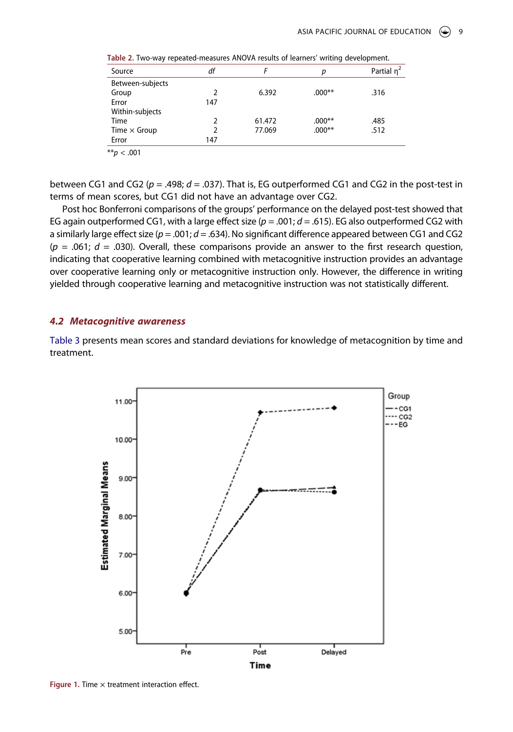**Table 2.** Two-way repeated-measures ANOVA results of learners' writing development.

| Source | *df* | *F* | *p* | Partial $\eta^2$ |
|---|---|---|---|---|
| Between-subjects | | | | |
| Group | 2 | 6.392 | .000** | .316 |
| Error | 147 | | | |
| Within-subjects | | | | |
| Time | 2 | 61.472 | .000** | .485 |
| Time × Group | 2 | 77.069 | .000** | .512 |
| Error | 147 | | | |

**$p < .001$

between CG1 and CG2 ($p = .498$; $d = .037$). That is, EG outperformed CG1 and CG2 in the post-test in terms of mean scores, but CG1 did not have an advantage over CG2.

Post hoc Bonferroni comparisons of the groups' performance on the delayed post-test showed that EG again outperformed CG1, with a large effect size ($p = .001$; $d = .615$). EG also outperformed CG2 with a similarly large effect size ($p = .001$; $d = .634$). No significant difference appeared between CG1 and CG2 ($p = .061$; $d = .030$). Overall, these comparisons provide an answer to the first research question, indicating that cooperative learning combined with metacognitive instruction provides an advantage over cooperative learning only or metacognitive instruction only. However, the difference in writing yielded through cooperative learning and metacognitive instruction was not statistically different.

## 4.2 *Metacognitive awareness*

Table 3 presents mean scores and standard deviations for knowledge of metacognition by time and treatment.

**Figure 1.** Time × treatment interaction effect.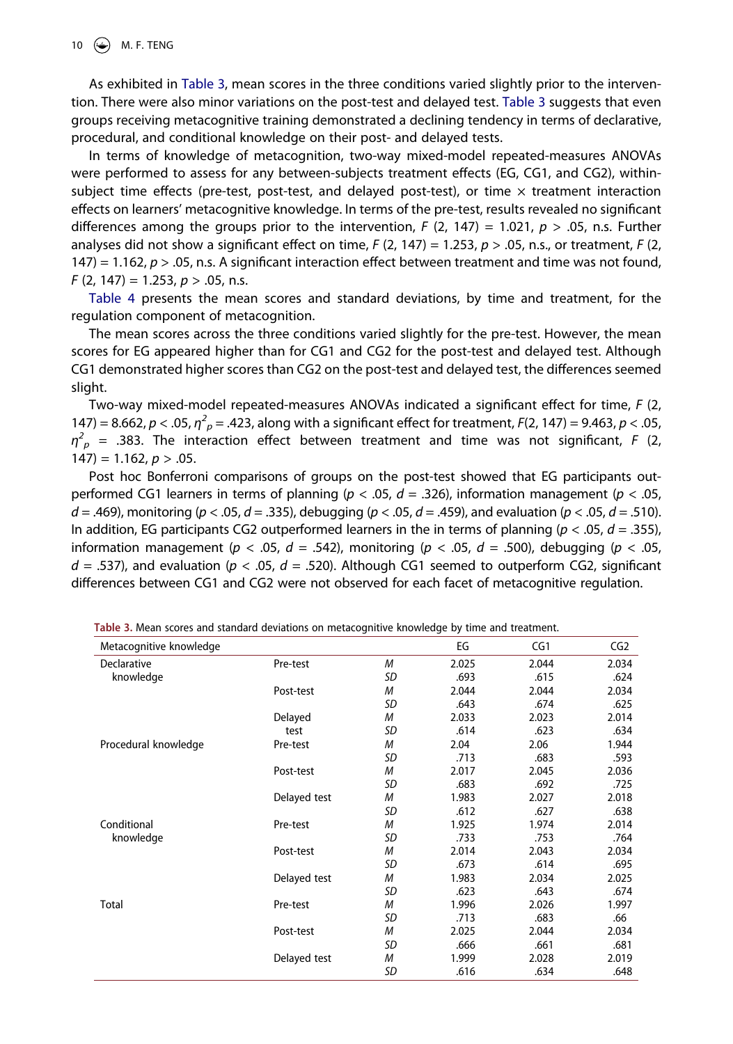As exhibited in Table 3, mean scores in the three conditions varied slightly prior to the intervention. There were also minor variations on the post-test and delayed test. Table 3 suggests that even groups receiving metacognitive training demonstrated a declining tendency in terms of declarative, procedural, and conditional knowledge on their post- and delayed tests.

In terms of knowledge of metacognition, two-way mixed-model repeated-measures ANOVAs were performed to assess for any between-subjects treatment effects (EG, CG1, and CG2), within-subject time effects (pre-test, post-test, and delayed post-test), or time × treatment interaction effects on learners' metacognitive knowledge. In terms of the pre-test, results revealed no significant differences among the groups prior to the intervention, $F$ (2, 147) = 1.021, $p$ > .05, n.s. Further analyses did not show a significant effect on time, $F$ (2, 147) = 1.253, $p$ > .05, n.s., or treatment, $F$ (2, 147) = 1.162, $p$ > .05, n.s. A significant interaction effect between treatment and time was not found, $F$ (2, 147) = 1.253, $p$ > .05, n.s.

Table 4 presents the mean scores and standard deviations, by time and treatment, for the regulation component of metacognition.

The mean scores across the three conditions varied slightly for the pre-test. However, the mean scores for EG appeared higher than for CG1 and CG2 for the post-test and delayed test. Although CG1 demonstrated higher scores than CG2 on the post-test and delayed test, the differences seemed slight.

Two-way mixed-model repeated-measures ANOVAs indicated a significant effect for time, $F$ (2, 147) = 8.662, $p$ < .05, $\eta^2_p$ = .423, along with a significant effect for treatment, $F$(2, 147) = 9.463, $p$ < .05, $\eta^2_p$ = .383. The interaction effect between treatment and time was not significant, $F$ (2, 147) = 1.162, $p$ > .05.

Post hoc Bonferroni comparisons of groups on the post-test showed that EG participants outperformed CG1 learners in terms of planning ($p$ < .05, $d$ = .326), information management ($p$ < .05, $d$ = .469), monitoring ($p$ < .05, $d$ = .335), debugging ($p$ < .05, $d$ = .459), and evaluation ($p$ < .05, $d$ = .510). In addition, EG participants CG2 outperformed learners in the in terms of planning ($p$ < .05, $d$ = .355), information management ($p$ < .05, $d$ = .542), monitoring ($p$ < .05, $d$ = .500), debugging ($p$ < .05, $d$ = .537), and evaluation ($p$ < .05, $d$ = .520). Although CG1 seemed to outperform CG2, significant differences between CG1 and CG2 were not observed for each facet of metacognitive regulation.

**Table 3.** Mean scores and standard deviations on metacognitive knowledge by time and treatment.

| Metacognitive knowledge | | | EG | CG1 | CG2 |
|---|---|---|---|---|---|
| Declarative knowledge | Pre-test | *M* | 2.025 | 2.044 | 2.034 |
| | | *SD* | .693 | .615 | .624 |
| | Post-test | *M* | 2.044 | 2.044 | 2.034 |
| | | *SD* | .643 | .674 | .625 |
| | Delayed test | *M* | 2.033 | 2.023 | 2.014 |
| | | *SD* | .614 | .623 | .634 |
| Procedural knowledge | Pre-test | *M* | 2.04 | 2.06 | 1.944 |
| | | *SD* | .713 | .683 | .593 |
| | Post-test | *M* | 2.017 | 2.045 | 2.036 |
| | | *SD* | .683 | .692 | .725 |
| | Delayed test | *M* | 1.983 | 2.027 | 2.018 |
| | | *SD* | .612 | .627 | .638 |
| Conditional knowledge | Pre-test | *M* | 1.925 | 1.974 | 2.014 |
| | | *SD* | .733 | .753 | .764 |
| | Post-test | *M* | 2.014 | 2.043 | 2.034 |
| | | *SD* | .673 | .614 | .695 |
| | Delayed test | *M* | 1.983 | 2.034 | 2.025 |
| | | *SD* | .623 | .643 | .674 |
| Total | Pre-test | *M* | 1.996 | 2.026 | 1.997 |
| | | *SD* | .713 | .683 | .66 |
| | Post-test | *M* | 2.025 | 2.044 | 2.034 |
| | | *SD* | .666 | .661 | .681 |
| | Delayed test | *M* | 1.999 | 2.028 | 2.019 |
| | | *SD* | .616 | .634 | .648 |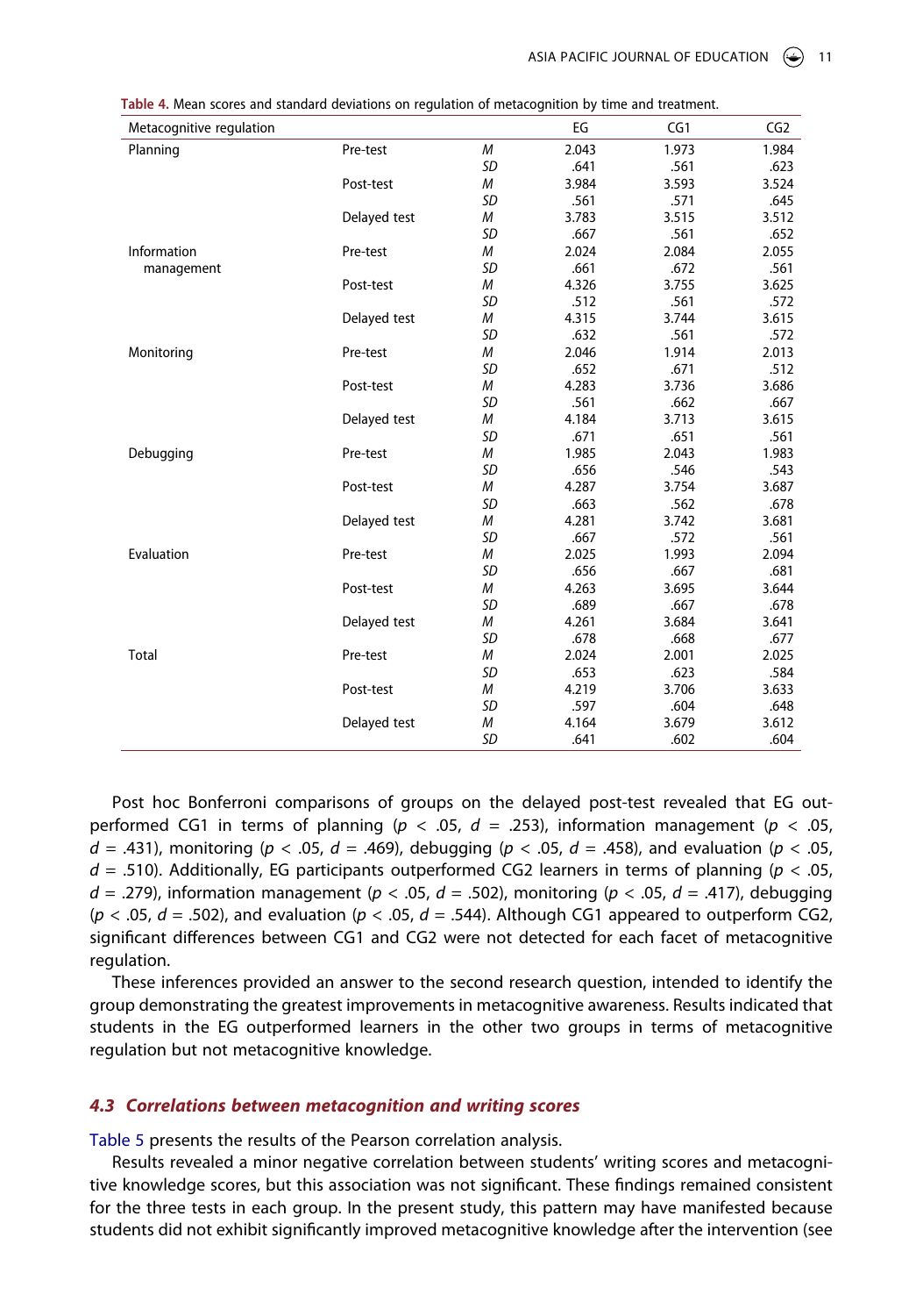Table 4. Mean scores and standard deviations on regulation of metacognition by time and treatment.

| Metacognitive regulation | | | EG | CG1 | CG2 |
|---|---|---|---|---|---|
| Planning | Pre-test | *M* | 2.043 | 1.973 | 1.984 |
| | | *SD* | .641 | .561 | .623 |
| | Post-test | *M* | 3.984 | 3.593 | 3.524 |
| | | *SD* | .561 | .571 | .645 |
| | Delayed test | *M* | 3.783 | 3.515 | 3.512 |
| | | *SD* | .667 | .561 | .652 |
| Information management | Pre-test | *M* | 2.024 | 2.084 | 2.055 |
| | | *SD* | .661 | .672 | .561 |
| | Post-test | *M* | 4.326 | 3.755 | 3.625 |
| | | *SD* | .512 | .561 | .572 |
| | Delayed test | *M* | 4.315 | 3.744 | 3.615 |
| | | *SD* | .632 | .561 | .572 |
| Monitoring | Pre-test | *M* | 2.046 | 1.914 | 2.013 |
| | | *SD* | .652 | .671 | .512 |
| | Post-test | *M* | 4.283 | 3.736 | 3.686 |
| | | *SD* | .561 | .662 | .667 |
| | Delayed test | *M* | 4.184 | 3.713 | 3.615 |
| | | *SD* | .671 | .651 | .561 |
| Debugging | Pre-test | *M* | 1.985 | 2.043 | 1.983 |
| | | *SD* | .656 | .546 | .543 |
| | Post-test | *M* | 4.287 | 3.754 | 3.687 |
| | | *SD* | .663 | .562 | .678 |
| | Delayed test | *M* | 4.281 | 3.742 | 3.681 |
| | | *SD* | .667 | .572 | .561 |
| Evaluation | Pre-test | *M* | 2.025 | 1.993 | 2.094 |
| | | *SD* | .656 | .667 | .681 |
| | Post-test | *M* | 4.263 | 3.695 | 3.644 |
| | | *SD* | .689 | .667 | .678 |
| | Delayed test | *M* | 4.261 | 3.684 | 3.641 |
| | | *SD* | .678 | .668 | .677 |
| Total | Pre-test | *M* | 2.024 | 2.001 | 2.025 |
| | | *SD* | .653 | .623 | .584 |
| | Post-test | *M* | 4.219 | 3.706 | 3.633 |
| | | *SD* | .597 | .604 | .648 |
| | Delayed test | *M* | 4.164 | 3.679 | 3.612 |
| | | *SD* | .641 | .602 | .604 |

Post hoc Bonferroni comparisons of groups on the delayed post-test revealed that EG outperformed CG1 in terms of planning ($p < .05$, $d = .253$), information management ($p < .05$, $d = .431$), monitoring ($p < .05$, $d = .469$), debugging ($p < .05$, $d = .458$), and evaluation ($p < .05$, $d = .510$). Additionally, EG participants outperformed CG2 learners in terms of planning ($p < .05$, $d = .279$), information management ($p < .05$, $d = .502$), monitoring ($p < .05$, $d = .417$), debugging ($p < .05$, $d = .502$), and evaluation ($p < .05$, $d = .544$). Although CG1 appeared to outperform CG2, significant differences between CG1 and CG2 were not detected for each facet of metacognitive regulation.

These inferences provided an answer to the second research question, intended to identify the group demonstrating the greatest improvements in metacognitive awareness. Results indicated that students in the EG outperformed learners in the other two groups in terms of metacognitive regulation but not metacognitive knowledge.

### 4.3 Correlations between metacognition and writing scores

Table 5 presents the results of the Pearson correlation analysis.

Results revealed a minor negative correlation between students' writing scores and metacognitive knowledge scores, but this association was not significant. These findings remained consistent for the three tests in each group. In the present study, this pattern may have manifested because students did not exhibit significantly improved metacognitive knowledge after the intervention (see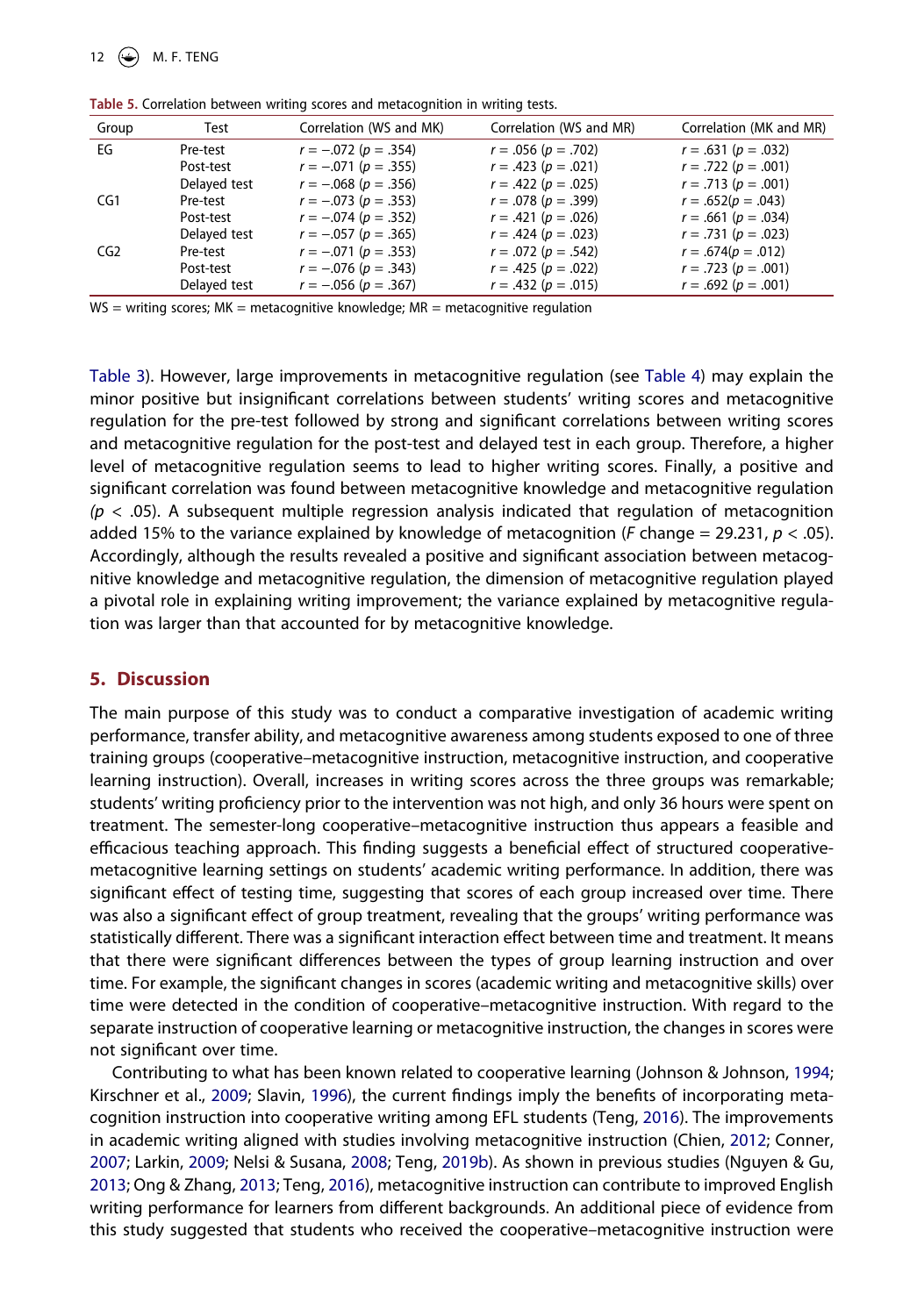Table 5. Correlation between writing scores and metacognition in writing tests.

| Group | Test | Correlation (WS and MK) | Correlation (WS and MR) | Correlation (MK and MR) |
|---|---|---|---|---|
| EG | Pre-test | $r = -.072$ ($p = .354$) | $r = .056$ ($p = .702$) | $r = .631$ ($p = .032$) |
| | Post-test | $r = -.071$ ($p = .355$) | $r = .423$ ($p = .021$) | $r = .722$ ($p = .001$) |
| | Delayed test | $r = -.068$ ($p = .356$) | $r = .422$ ($p = .025$) | $r = .713$ ($p = .001$) |
| CG1 | Pre-test | $r = -.073$ ($p = .353$) | $r = .078$ ($p = .399$) | $r = .652$($p = .043$) |
| | Post-test | $r = -.074$ ($p = .352$) | $r = .421$ ($p = .026$) | $r = .661$ ($p = .034$) |
| | Delayed test | $r = -.057$ ($p = .365$) | $r = .424$ ($p = .023$) | $r = .731$ ($p = .023$) |
| CG2 | Pre-test | $r = -.071$ ($p = .353$) | $r = .072$ ($p = .542$) | $r = .674$($p = .012$) |
| | Post-test | $r = -.076$ ($p = .343$) | $r = .425$ ($p = .022$) | $r = .723$ ($p = .001$) |
| | Delayed test | $r = -.056$ ($p = .367$) | $r = .432$ ($p = .015$) | $r = .692$ ($p = .001$) |

WS = writing scores; MK = metacognitive knowledge; MR = metacognitive regulation

Table 3). However, large improvements in metacognitive regulation (see Table 4) may explain the minor positive but insignificant correlations between students' writing scores and metacognitive regulation for the pre-test followed by strong and significant correlations between writing scores and metacognitive regulation for the post-test and delayed test in each group. Therefore, a higher level of metacognitive regulation seems to lead to higher writing scores. Finally, a positive and significant correlation was found between metacognitive knowledge and metacognitive regulation ($p < .05$). A subsequent multiple regression analysis indicated that regulation of metacognition added 15% to the variance explained by knowledge of metacognition ($F$ change = 29.231, $p < .05$). Accordingly, although the results revealed a positive and significant association between metacognitive knowledge and metacognitive regulation, the dimension of metacognitive regulation played a pivotal role in explaining writing improvement; the variance explained by metacognitive regulation was larger than that accounted for by metacognitive knowledge.

## 5. Discussion

The main purpose of this study was to conduct a comparative investigation of academic writing performance, transfer ability, and metacognitive awareness among students exposed to one of three training groups (cooperative–metacognitive instruction, metacognitive instruction, and cooperative learning instruction). Overall, increases in writing scores across the three groups was remarkable; students' writing proficiency prior to the intervention was not high, and only 36 hours were spent on treatment. The semester-long cooperative–metacognitive instruction thus appears a feasible and efficacious teaching approach. This finding suggests a beneficial effect of structured cooperative-metacognitive learning settings on students' academic writing performance. In addition, there was significant effect of testing time, suggesting that scores of each group increased over time. There was also a significant effect of group treatment, revealing that the groups' writing performance was statistically different. There was a significant interaction effect between time and treatment. It means that there were significant differences between the types of group learning instruction and over time. For example, the significant changes in scores (academic writing and metacognitive skills) over time were detected in the condition of cooperative–metacognitive instruction. With regard to the separate instruction of cooperative learning or metacognitive instruction, the changes in scores were not significant over time.

Contributing to what has been known related to cooperative learning (Johnson & Johnson, 1994; Kirschner et al., 2009; Slavin, 1996), the current findings imply the benefits of incorporating metacognition instruction into cooperative writing among EFL students (Teng, 2016). The improvements in academic writing aligned with studies involving metacognitive instruction (Chien, 2012; Conner, 2007; Larkin, 2009; Nelsi & Susana, 2008; Teng, 2019b). As shown in previous studies (Nguyen & Gu, 2013; Ong & Zhang, 2013; Teng, 2016), metacognitive instruction can contribute to improved English writing performance for learners from different backgrounds. An additional piece of evidence from this study suggested that students who received the cooperative–metacognitive instruction were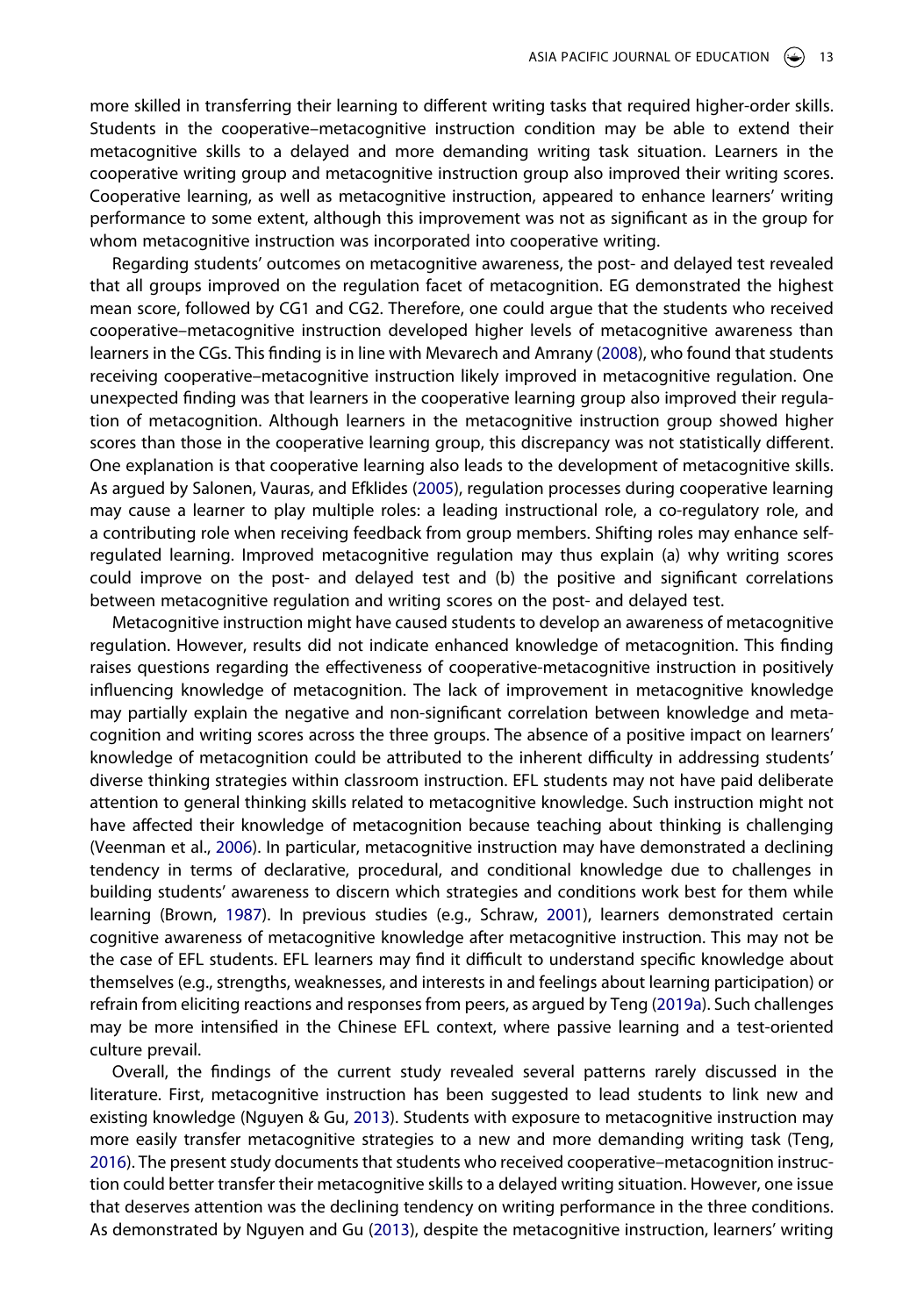more skilled in transferring their learning to different writing tasks that required higher-order skills. Students in the cooperative–metacognitive instruction condition may be able to extend their metacognitive skills to a delayed and more demanding writing task situation. Learners in the cooperative writing group and metacognitive instruction group also improved their writing scores. Cooperative learning, as well as metacognitive instruction, appeared to enhance learners' writing performance to some extent, although this improvement was not as significant as in the group for whom metacognitive instruction was incorporated into cooperative writing.

Regarding students' outcomes on metacognitive awareness, the post- and delayed test revealed that all groups improved on the regulation facet of metacognition. EG demonstrated the highest mean score, followed by CG1 and CG2. Therefore, one could argue that the students who received cooperative–metacognitive instruction developed higher levels of metacognitive awareness than learners in the CGs. This finding is in line with Mevarech and Amrany (2008), who found that students receiving cooperative–metacognitive instruction likely improved in metacognitive regulation. One unexpected finding was that learners in the cooperative learning group also improved their regulation of metacognition. Although learners in the metacognitive instruction group showed higher scores than those in the cooperative learning group, this discrepancy was not statistically different. One explanation is that cooperative learning also leads to the development of metacognitive skills. As argued by Salonen, Vauras, and Efklides (2005), regulation processes during cooperative learning may cause a learner to play multiple roles: a leading instructional role, a co-regulatory role, and a contributing role when receiving feedback from group members. Shifting roles may enhance self-regulated learning. Improved metacognitive regulation may thus explain (a) why writing scores could improve on the post- and delayed test and (b) the positive and significant correlations between metacognitive regulation and writing scores on the post- and delayed test.

Metacognitive instruction might have caused students to develop an awareness of metacognitive regulation. However, results did not indicate enhanced knowledge of metacognition. This finding raises questions regarding the effectiveness of cooperative-metacognitive instruction in positively influencing knowledge of metacognition. The lack of improvement in metacognitive knowledge may partially explain the negative and non-significant correlation between knowledge and metacognition and writing scores across the three groups. The absence of a positive impact on learners' knowledge of metacognition could be attributed to the inherent difficulty in addressing students' diverse thinking strategies within classroom instruction. EFL students may not have paid deliberate attention to general thinking skills related to metacognitive knowledge. Such instruction might not have affected their knowledge of metacognition because teaching about thinking is challenging (Veenman et al., 2006). In particular, metacognitive instruction may have demonstrated a declining tendency in terms of declarative, procedural, and conditional knowledge due to challenges in building students' awareness to discern which strategies and conditions work best for them while learning (Brown, 1987). In previous studies (e.g., Schraw, 2001), learners demonstrated certain cognitive awareness of metacognitive knowledge after metacognitive instruction. This may not be the case of EFL students. EFL learners may find it difficult to understand specific knowledge about themselves (e.g., strengths, weaknesses, and interests in and feelings about learning participation) or refrain from eliciting reactions and responses from peers, as argued by Teng (2019a). Such challenges may be more intensified in the Chinese EFL context, where passive learning and a test-oriented culture prevail.

Overall, the findings of the current study revealed several patterns rarely discussed in the literature. First, metacognitive instruction has been suggested to lead students to link new and existing knowledge (Nguyen & Gu, 2013). Students with exposure to metacognitive instruction may more easily transfer metacognitive strategies to a new and more demanding writing task (Teng, 2016). The present study documents that students who received cooperative–metacognition instruction could better transfer their metacognitive skills to a delayed writing situation. However, one issue that deserves attention was the declining tendency on writing performance in the three conditions. As demonstrated by Nguyen and Gu (2013), despite the metacognitive instruction, learners' writing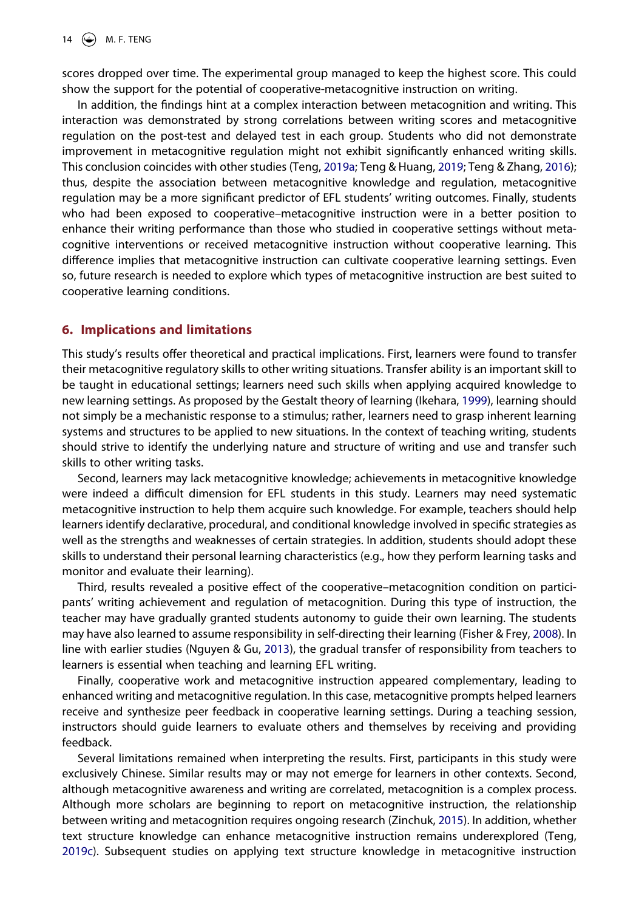scores dropped over time. The experimental group managed to keep the highest score. This could show the support for the potential of cooperative-metacognitive instruction on writing.

In addition, the findings hint at a complex interaction between metacognition and writing. This interaction was demonstrated by strong correlations between writing scores and metacognitive regulation on the post-test and delayed test in each group. Students who did not demonstrate improvement in metacognitive regulation might not exhibit significantly enhanced writing skills. This conclusion coincides with other studies (Teng, 2019a; Teng & Huang, 2019; Teng & Zhang, 2016); thus, despite the association between metacognitive knowledge and regulation, metacognitive regulation may be a more significant predictor of EFL students' writing outcomes. Finally, students who had been exposed to cooperative–metacognitive instruction were in a better position to enhance their writing performance than those who studied in cooperative settings without metacognitive interventions or received metacognitive instruction without cooperative learning. This difference implies that metacognitive instruction can cultivate cooperative learning settings. Even so, future research is needed to explore which types of metacognitive instruction are best suited to cooperative learning conditions.

## 6. Implications and limitations

This study's results offer theoretical and practical implications. First, learners were found to transfer their metacognitive regulatory skills to other writing situations. Transfer ability is an important skill to be taught in educational settings; learners need such skills when applying acquired knowledge to new learning settings. As proposed by the Gestalt theory of learning (Ikehara, 1999), learning should not simply be a mechanistic response to a stimulus; rather, learners need to grasp inherent learning systems and structures to be applied to new situations. In the context of teaching writing, students should strive to identify the underlying nature and structure of writing and use and transfer such skills to other writing tasks.

Second, learners may lack metacognitive knowledge; achievements in metacognitive knowledge were indeed a difficult dimension for EFL students in this study. Learners may need systematic metacognitive instruction to help them acquire such knowledge. For example, teachers should help learners identify declarative, procedural, and conditional knowledge involved in specific strategies as well as the strengths and weaknesses of certain strategies. In addition, students should adopt these skills to understand their personal learning characteristics (e.g., how they perform learning tasks and monitor and evaluate their learning).

Third, results revealed a positive effect of the cooperative–metacognition condition on participants' writing achievement and regulation of metacognition. During this type of instruction, the teacher may have gradually granted students autonomy to guide their own learning. The students may have also learned to assume responsibility in self-directing their learning (Fisher & Frey, 2008). In line with earlier studies (Nguyen & Gu, 2013), the gradual transfer of responsibility from teachers to learners is essential when teaching and learning EFL writing.

Finally, cooperative work and metacognitive instruction appeared complementary, leading to enhanced writing and metacognitive regulation. In this case, metacognitive prompts helped learners receive and synthesize peer feedback in cooperative learning settings. During a teaching session, instructors should guide learners to evaluate others and themselves by receiving and providing feedback.

Several limitations remained when interpreting the results. First, participants in this study were exclusively Chinese. Similar results may or may not emerge for learners in other contexts. Second, although metacognitive awareness and writing are correlated, metacognition is a complex process. Although more scholars are beginning to report on metacognitive instruction, the relationship between writing and metacognition requires ongoing research (Zinchuk, 2015). In addition, whether text structure knowledge can enhance metacognitive instruction remains underexplored (Teng, 2019c). Subsequent studies on applying text structure knowledge in metacognitive instruction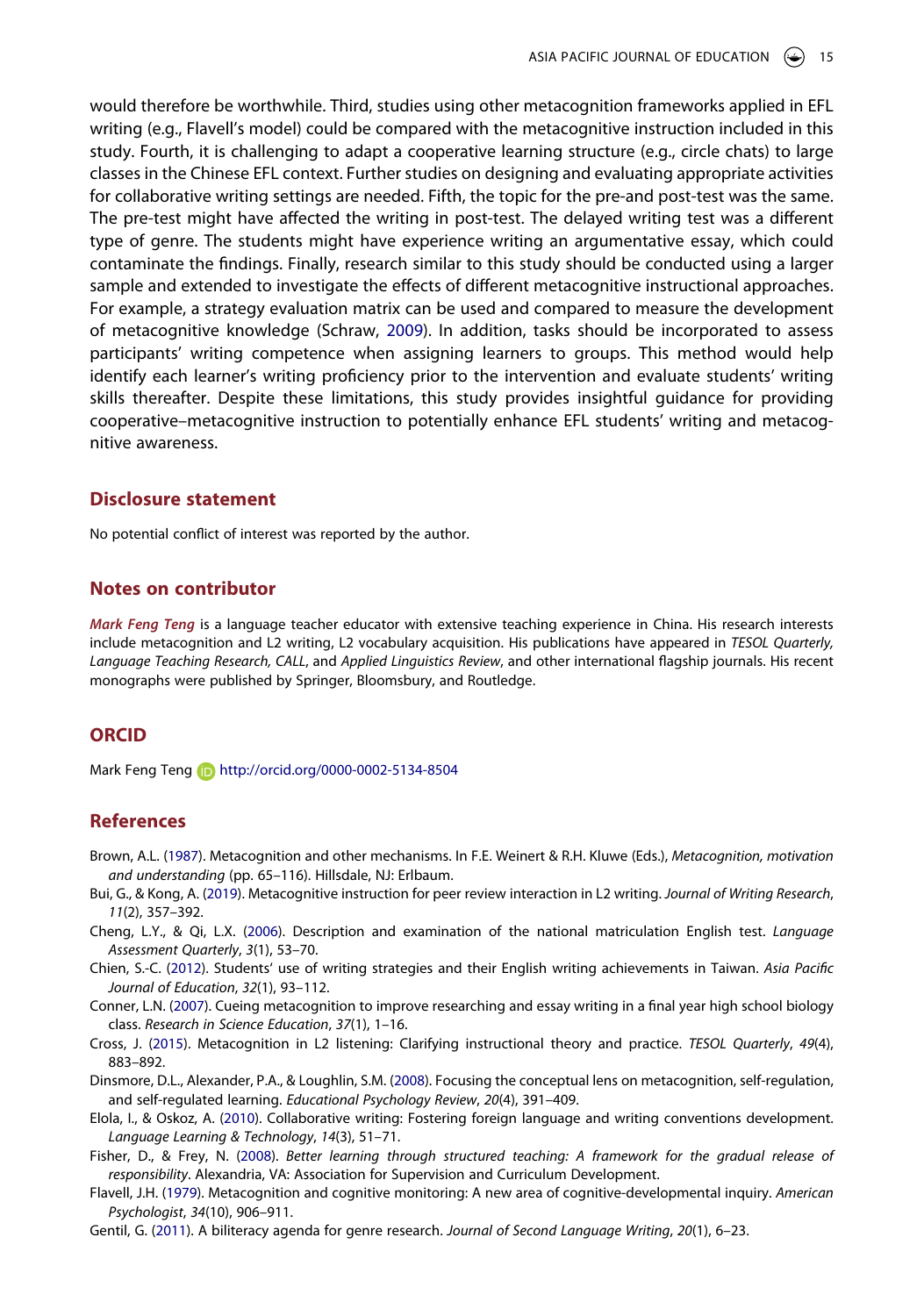would therefore be worthwhile. Third, studies using other metacognition frameworks applied in EFL writing (e.g., Flavell's model) could be compared with the metacognitive instruction included in this study. Fourth, it is challenging to adapt a cooperative learning structure (e.g., circle chats) to large classes in the Chinese EFL context. Further studies on designing and evaluating appropriate activities for collaborative writing settings are needed. Fifth, the topic for the pre-and post-test was the same. The pre-test might have affected the writing in post-test. The delayed writing test was a different type of genre. The students might have experience writing an argumentative essay, which could contaminate the findings. Finally, research similar to this study should be conducted using a larger sample and extended to investigate the effects of different metacognitive instructional approaches. For example, a strategy evaluation matrix can be used and compared to measure the development of metacognitive knowledge (Schraw, 2009). In addition, tasks should be incorporated to assess participants' writing competence when assigning learners to groups. This method would help identify each learner's writing proficiency prior to the intervention and evaluate students' writing skills thereafter. Despite these limitations, this study provides insightful guidance for providing cooperative–metacognitive instruction to potentially enhance EFL students' writing and metacognitive awareness.

## Disclosure statement

No potential conflict of interest was reported by the author.

## Notes on contributor

*Mark Feng Teng* is a language teacher educator with extensive teaching experience in China. His research interests include metacognition and L2 writing, L2 vocabulary acquisition. His publications have appeared in *TESOL Quarterly, Language Teaching Research, CALL*, and *Applied Linguistics Review*, and other international flagship journals. His recent monographs were published by Springer, Bloomsbury, and Routledge.

## ORCID

Mark Feng Teng http://orcid.org/0000-0002-5134-8504

## References

Brown, A.L. (1987). Metacognition and other mechanisms. In F.E. Weinert & R.H. Kluwe (Eds.), *Metacognition, motivation and understanding* (pp. 65–116). Hillsdale, NJ: Erlbaum.

Bui, G., & Kong, A. (2019). Metacognitive instruction for peer review interaction in L2 writing. *Journal of Writing Research*, *11*(2), 357–392.

Cheng, L.Y., & Qi, L.X. (2006). Description and examination of the national matriculation English test. *Language Assessment Quarterly*, *3*(1), 53–70.

Chien, S.-C. (2012). Students' use of writing strategies and their English writing achievements in Taiwan. *Asia Pacific Journal of Education*, *32*(1), 93–112.

Conner, L.N. (2007). Cueing metacognition to improve researching and essay writing in a final year high school biology class. *Research in Science Education*, *37*(1), 1–16.

Cross, J. (2015). Metacognition in L2 listening: Clarifying instructional theory and practice. *TESOL Quarterly*, *49*(4), 883–892.

Dinsmore, D.L., Alexander, P.A., & Loughlin, S.M. (2008). Focusing the conceptual lens on metacognition, self-regulation, and self-regulated learning. *Educational Psychology Review*, *20*(4), 391–409.

Elola, I., & Oskoz, A. (2010). Collaborative writing: Fostering foreign language and writing conventions development. *Language Learning & Technology*, *14*(3), 51–71.

Fisher, D., & Frey, N. (2008). *Better learning through structured teaching: A framework for the gradual release of responsibility*. Alexandria, VA: Association for Supervision and Curriculum Development.

Flavell, J.H. (1979). Metacognition and cognitive monitoring: A new area of cognitive-developmental inquiry. *American Psychologist*, *34*(10), 906–911.

Gentil, G. (2011). A biliteracy agenda for genre research. *Journal of Second Language Writing*, *20*(1), 6–23.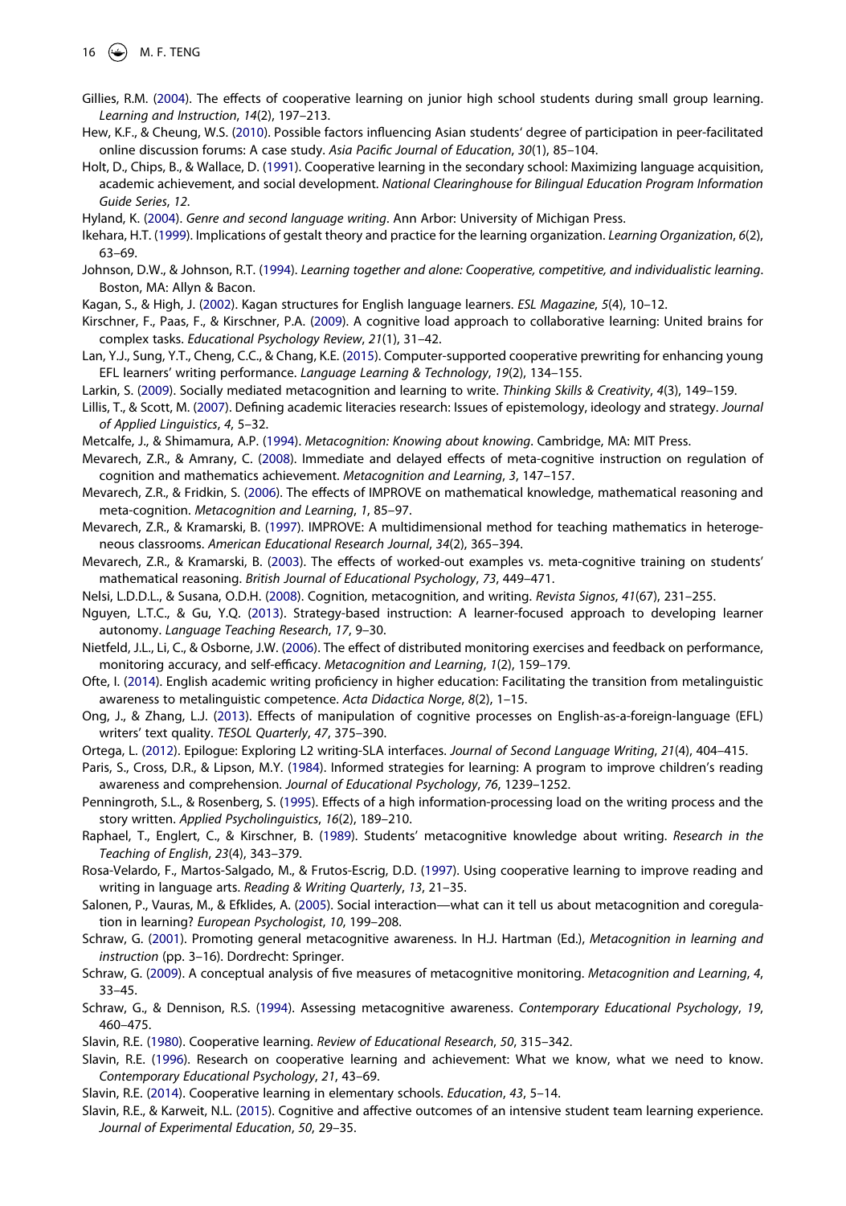Gillies, R.M. (2004). The effects of cooperative learning on junior high school students during small group learning. *Learning and Instruction*, *14*(2), 197–213.

Hew, K.F., & Cheung, W.S. (2010). Possible factors influencing Asian students' degree of participation in peer-facilitated online discussion forums: A case study. *Asia Pacific Journal of Education*, *30*(1), 85–104.

Holt, D., Chips, B., & Wallace, D. (1991). Cooperative learning in the secondary school: Maximizing language acquisition, academic achievement, and social development. *National Clearinghouse for Bilingual Education Program Information Guide Series*, *12*.

Hyland, K. (2004). *Genre and second language writing*. Ann Arbor: University of Michigan Press.

Ikehara, H.T. (1999). Implications of gestalt theory and practice for the learning organization. *Learning Organization*, *6*(2), 63–69.

Johnson, D.W., & Johnson, R.T. (1994). *Learning together and alone: Cooperative, competitive, and individualistic learning*. Boston, MA: Allyn & Bacon.

Kagan, S., & High, J. (2002). Kagan structures for English language learners. *ESL Magazine*, *5*(4), 10–12.

Kirschner, F., Paas, F., & Kirschner, P.A. (2009). A cognitive load approach to collaborative learning: United brains for complex tasks. *Educational Psychology Review*, *21*(1), 31–42.

Lan, Y.J., Sung, Y.T., Cheng, C.C., & Chang, K.E. (2015). Computer-supported cooperative prewriting for enhancing young EFL learners' writing performance. *Language Learning & Technology*, *19*(2), 134–155.

Larkin, S. (2009). Socially mediated metacognition and learning to write. *Thinking Skills & Creativity*, *4*(3), 149–159.

Lillis, T., & Scott, M. (2007). Defining academic literacies research: Issues of epistemology, ideology and strategy. *Journal of Applied Linguistics*, *4*, 5–32.

Metcalfe, J., & Shimamura, A.P. (1994). *Metacognition: Knowing about knowing*. Cambridge, MA: MIT Press.

Mevarech, Z.R., & Amrany, C. (2008). Immediate and delayed effects of meta-cognitive instruction on regulation of cognition and mathematics achievement. *Metacognition and Learning*, *3*, 147–157.

Mevarech, Z.R., & Fridkin, S. (2006). The effects of IMPROVE on mathematical knowledge, mathematical reasoning and meta-cognition. *Metacognition and Learning*, *1*, 85–97.

Mevarech, Z.R., & Kramarski, B. (1997). IMPROVE: A multidimensional method for teaching mathematics in heterogeneous classrooms. *American Educational Research Journal*, *34*(2), 365–394.

Mevarech, Z.R., & Kramarski, B. (2003). The effects of worked-out examples vs. meta-cognitive training on students' mathematical reasoning. *British Journal of Educational Psychology*, *73*, 449–471.

Nelsi, L.D.D.L., & Susana, O.D.H. (2008). Cognition, metacognition, and writing. *Revista Signos*, *41*(67), 231–255.

Nguyen, L.T.C., & Gu, Y.Q. (2013). Strategy-based instruction: A learner-focused approach to developing learner autonomy. *Language Teaching Research*, *17*, 9–30.

Nietfeld, J.L., Li, C., & Osborne, J.W. (2006). The effect of distributed monitoring exercises and feedback on performance, monitoring accuracy, and self-efficacy. *Metacognition and Learning*, *1*(2), 159–179.

Ofte, I. (2014). English academic writing proficiency in higher education: Facilitating the transition from metalinguistic awareness to metalinguistic competence. *Acta Didactica Norge*, *8*(2), 1–15.

Ong, J., & Zhang, L.J. (2013). Effects of manipulation of cognitive processes on English-as-a-foreign-language (EFL) writers' text quality. *TESOL Quarterly*, *47*, 375–390.

Ortega, L. (2012). Epilogue: Exploring L2 writing-SLA interfaces. *Journal of Second Language Writing*, *21*(4), 404–415.

Paris, S., Cross, D.R., & Lipson, M.Y. (1984). Informed strategies for learning: A program to improve children's reading awareness and comprehension. *Journal of Educational Psychology*, *76*, 1239–1252.

Penningroth, S.L., & Rosenberg, S. (1995). Effects of a high information-processing load on the writing process and the story written. *Applied Psycholinguistics*, *16*(2), 189–210.

Raphael, T., Englert, C., & Kirschner, B. (1989). Students' metacognitive knowledge about writing. *Research in the Teaching of English*, *23*(4), 343–379.

Rosa-Velardo, F., Martos-Salgado, M., & Frutos-Escrig, D.D. (1997). Using cooperative learning to improve reading and writing in language arts. *Reading & Writing Quarterly*, *13*, 21–35.

Salonen, P., Vauras, M., & Efklides, A. (2005). Social interaction—what can it tell us about metacognition and coregulation in learning? *European Psychologist*, *10*, 199–208.

Schraw, G. (2001). Promoting general metacognitive awareness. In H.J. Hartman (Ed.), *Metacognition in learning and instruction* (pp. 3–16). Dordrecht: Springer.

Schraw, G. (2009). A conceptual analysis of five measures of metacognitive monitoring. *Metacognition and Learning*, *4*, 33–45.

Schraw, G., & Dennison, R.S. (1994). Assessing metacognitive awareness. *Contemporary Educational Psychology*, *19*, 460–475.

Slavin, R.E. (1980). Cooperative learning. *Review of Educational Research*, *50*, 315–342.

Slavin, R.E. (1996). Research on cooperative learning and achievement: What we know, what we need to know. *Contemporary Educational Psychology*, *21*, 43–69.

Slavin, R.E. (2014). Cooperative learning in elementary schools. *Education*, *43*, 5–14.

Slavin, R.E., & Karweit, N.L. (2015). Cognitive and affective outcomes of an intensive student team learning experience. *Journal of Experimental Education*, *50*, 29–35.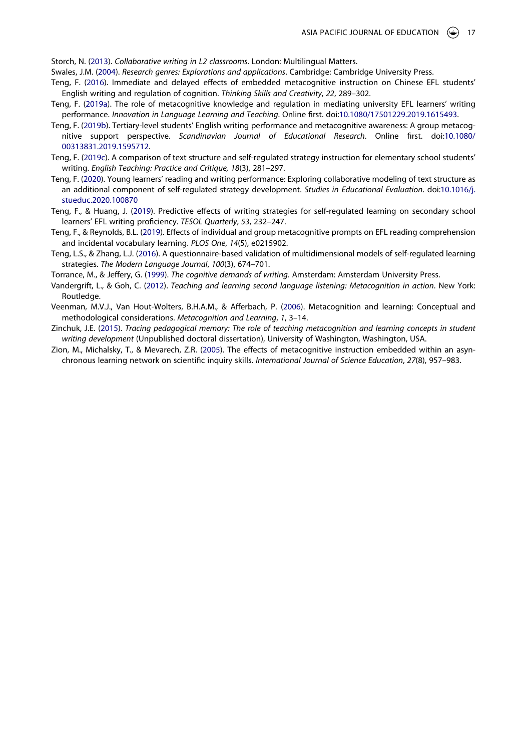Storch, N. (2013). *Collaborative writing in L2 classrooms*. London: Multilingual Matters.

Swales, J.M. (2004). *Research genres: Explorations and applications*. Cambridge: Cambridge University Press.

Teng, F. (2016). Immediate and delayed effects of embedded metacognitive instruction on Chinese EFL students' English writing and regulation of cognition. *Thinking Skills and Creativity*, *22*, 289–302.

Teng, F. (2019a). The role of metacognitive knowledge and regulation in mediating university EFL learners' writing performance. *Innovation in Language Learning and Teaching*. Online first. doi:10.1080/17501229.2019.1615493.

Teng, F. (2019b). Tertiary-level students' English writing performance and metacognitive awareness: A group metacognitive support perspective. *Scandinavian Journal of Educational Research*. Online first. doi:10.1080/00313831.2019.1595712.

Teng, F. (2019c). A comparison of text structure and self-regulated strategy instruction for elementary school students' writing. *English Teaching: Practice and Critique, 18*(3), 281–297.

Teng, F. (2020). Young learners' reading and writing performance: Exploring collaborative modeling of text structure as an additional component of self-regulated strategy development. *Studies in Educational Evaluation*. doi:10.1016/j.stueduc.2020.100870

Teng, F., & Huang, J. (2019). Predictive effects of writing strategies for self-regulated learning on secondary school learners' EFL writing proficiency. *TESOL Quarterly*, *53*, 232–247.

Teng, F., & Reynolds, B.L. (2019). Effects of individual and group metacognitive prompts on EFL reading comprehension and incidental vocabulary learning. *PLOS One*, *14*(5), e0215902.

Teng, L.S., & Zhang, L.J. (2016). A questionnaire-based validation of multidimensional models of self-regulated learning strategies. *The Modern Language Journal*, *100*(3), 674–701.

Torrance, M., & Jeffery, G. (1999). *The cognitive demands of writing*. Amsterdam: Amsterdam University Press.

Vandergrift, L., & Goh, C. (2012). *Teaching and learning second language listening: Metacognition in action*. New York: Routledge.

Veenman, M.V.J., Van Hout-Wolters, B.H.A.M., & Afferbach, P. (2006). Metacognition and learning: Conceptual and methodological considerations. *Metacognition and Learning*, *1*, 3–14.

Zinchuk, J.E. (2015). *Tracing pedagogical memory: The role of teaching metacognition and learning concepts in student writing development* (Unpublished doctoral dissertation), University of Washington, Washington, USA.

Zion, M., Michalsky, T., & Mevarech, Z.R. (2005). The effects of metacognitive instruction embedded within an asynchronous learning network on scientific inquiry skills. *International Journal of Science Education*, *27*(8), 957–983.